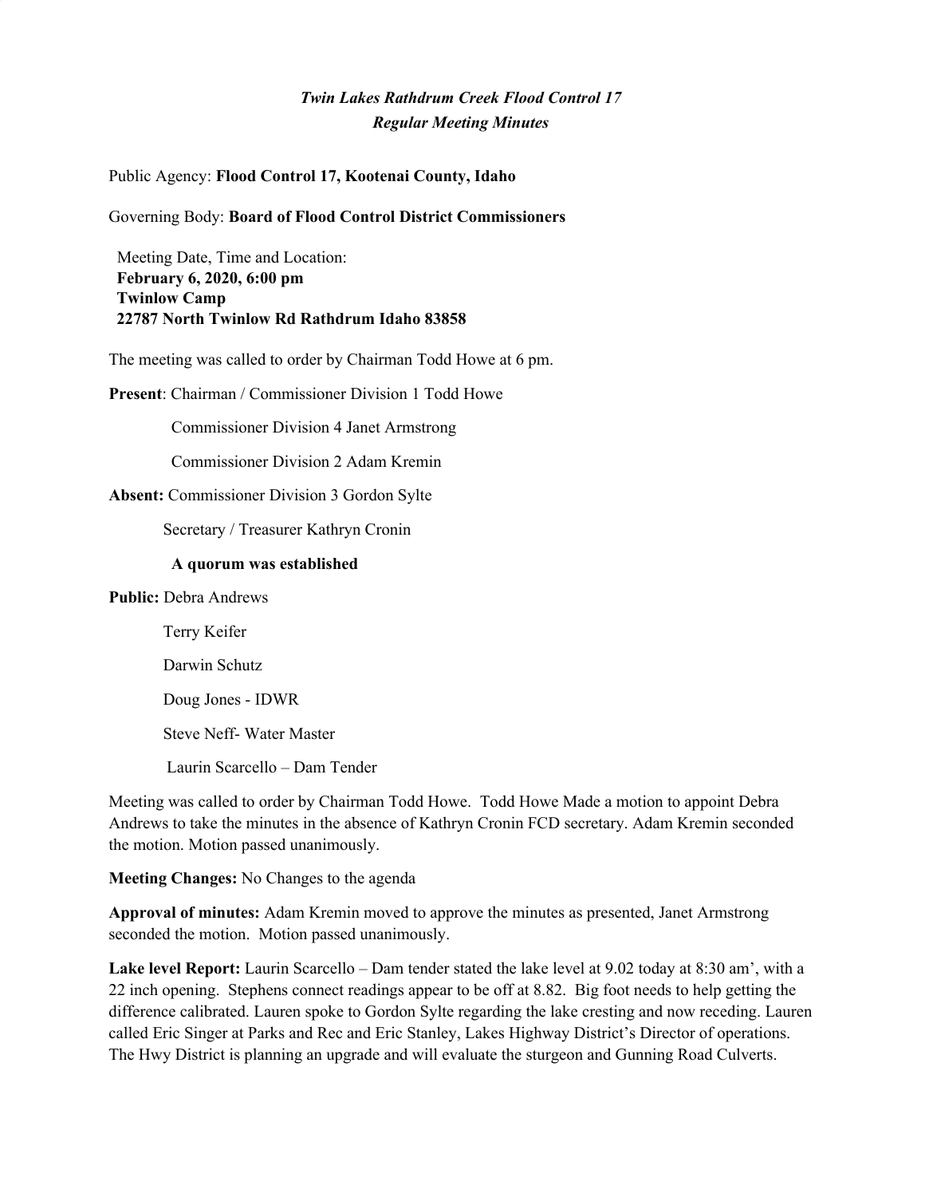***Twin Lakes Rathdrum Creek Flood Control 17***
***Regular Meeting Minutes***

Public Agency: **Flood Control 17, Kootenai County, Idaho**

Governing Body: **Board of Flood Control District Commissioners**

Meeting Date, Time and Location:
**February 6, 2020, 6:00 pm**
**Twinlow Camp**
**22787 North Twinlow Rd Rathdrum Idaho 83858**

The meeting was called to order by Chairman Todd Howe at 6 pm.

**Present**: Chairman / Commissioner Division 1 Todd Howe

Commissioner Division 4 Janet Armstrong

Commissioner Division 2 Adam Kremin

**Absent:** Commissioner Division 3 Gordon Sylte

Secretary / Treasurer Kathryn Cronin

**A quorum was established**

**Public:** Debra Andrews

Terry Keifer

Darwin Schutz

Doug Jones - IDWR

Steve Neff- Water Master

Laurin Scarcello – Dam Tender

Meeting was called to order by Chairman Todd Howe. Todd Howe Made a motion to appoint Debra Andrews to take the minutes in the absence of Kathryn Cronin FCD secretary. Adam Kremin seconded the motion. Motion passed unanimously.

**Meeting Changes:** No Changes to the agenda

**Approval of minutes:** Adam Kremin moved to approve the minutes as presented, Janet Armstrong seconded the motion. Motion passed unanimously.

**Lake level Report:** Laurin Scarcello – Dam tender stated the lake level at 9.02 today at 8:30 am', with a 22 inch opening. Stephens connect readings appear to be off at 8.82. Big foot needs to help getting the difference calibrated. Lauren spoke to Gordon Sylte regarding the lake cresting and now receding. Lauren called Eric Singer at Parks and Rec and Eric Stanley, Lakes Highway District's Director of operations. The Hwy District is planning an upgrade and will evaluate the sturgeon and Gunning Road Culverts.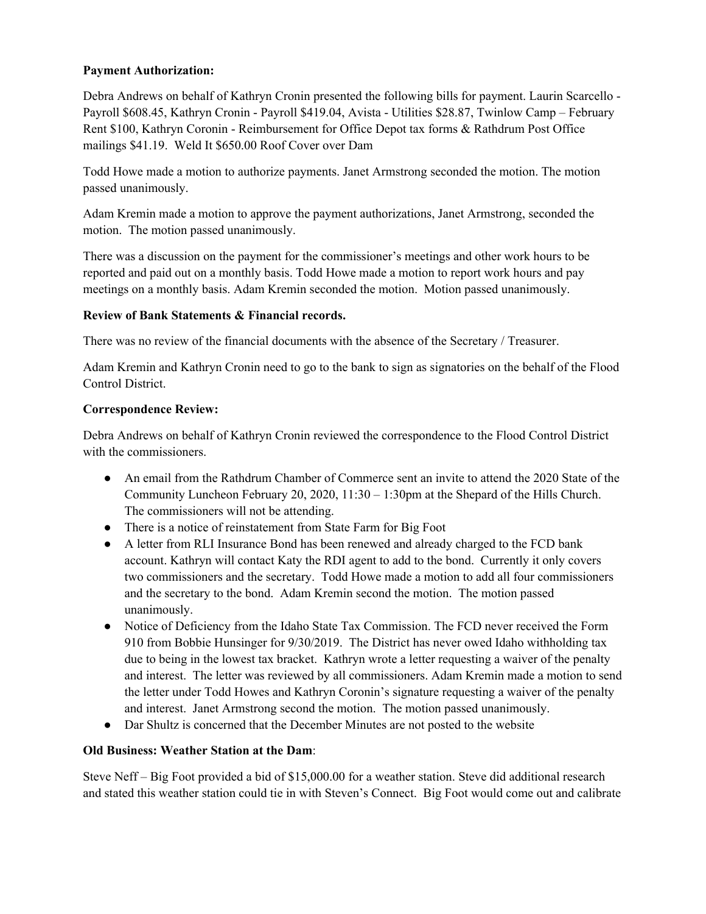**Payment Authorization:**

Debra Andrews on behalf of Kathryn Cronin presented the following bills for payment. Laurin Scarcello - Payroll $608.45, Kathryn Cronin - Payroll $419.04, Avista - Utilities $28.87, Twinlow Camp – February Rent $100, Kathryn Coronin - Reimbursement for Office Depot tax forms & Rathdrum Post Office mailings $41.19. Weld It $650.00 Roof Cover over Dam

Todd Howe made a motion to authorize payments. Janet Armstrong seconded the motion. The motion passed unanimously.

Adam Kremin made a motion to approve the payment authorizations, Janet Armstrong, seconded the motion. The motion passed unanimously.

There was a discussion on the payment for the commissioner's meetings and other work hours to be reported and paid out on a monthly basis. Todd Howe made a motion to report work hours and pay meetings on a monthly basis. Adam Kremin seconded the motion. Motion passed unanimously.

**Review of Bank Statements & Financial records.**

There was no review of the financial documents with the absence of the Secretary / Treasurer.

Adam Kremin and Kathryn Cronin need to go to the bank to sign as signatories on the behalf of the Flood Control District.

**Correspondence Review:**

Debra Andrews on behalf of Kathryn Cronin reviewed the correspondence to the Flood Control District with the commissioners.

- An email from the Rathdrum Chamber of Commerce sent an invite to attend the 2020 State of the Community Luncheon February 20, 2020, 11:30 – 1:30pm at the Shepard of the Hills Church. The commissioners will not be attending.
- There is a notice of reinstatement from State Farm for Big Foot
- A letter from RLI Insurance Bond has been renewed and already charged to the FCD bank account. Kathryn will contact Katy the RDI agent to add to the bond. Currently it only covers two commissioners and the secretary. Todd Howe made a motion to add all four commissioners and the secretary to the bond. Adam Kremin second the motion. The motion passed unanimously.
- Notice of Deficiency from the Idaho State Tax Commission. The FCD never received the Form 910 from Bobbie Hunsinger for 9/30/2019. The District has never owed Idaho withholding tax due to being in the lowest tax bracket. Kathryn wrote a letter requesting a waiver of the penalty and interest. The letter was reviewed by all commissioners. Adam Kremin made a motion to send the letter under Todd Howes and Kathryn Coronin's signature requesting a waiver of the penalty and interest. Janet Armstrong second the motion. The motion passed unanimously.
- Dar Shultz is concerned that the December Minutes are not posted to the website

**Old Business: Weather Station at the Dam**:

Steve Neff – Big Foot provided a bid of $15,000.00 for a weather station. Steve did additional research and stated this weather station could tie in with Steven's Connect. Big Foot would come out and calibrate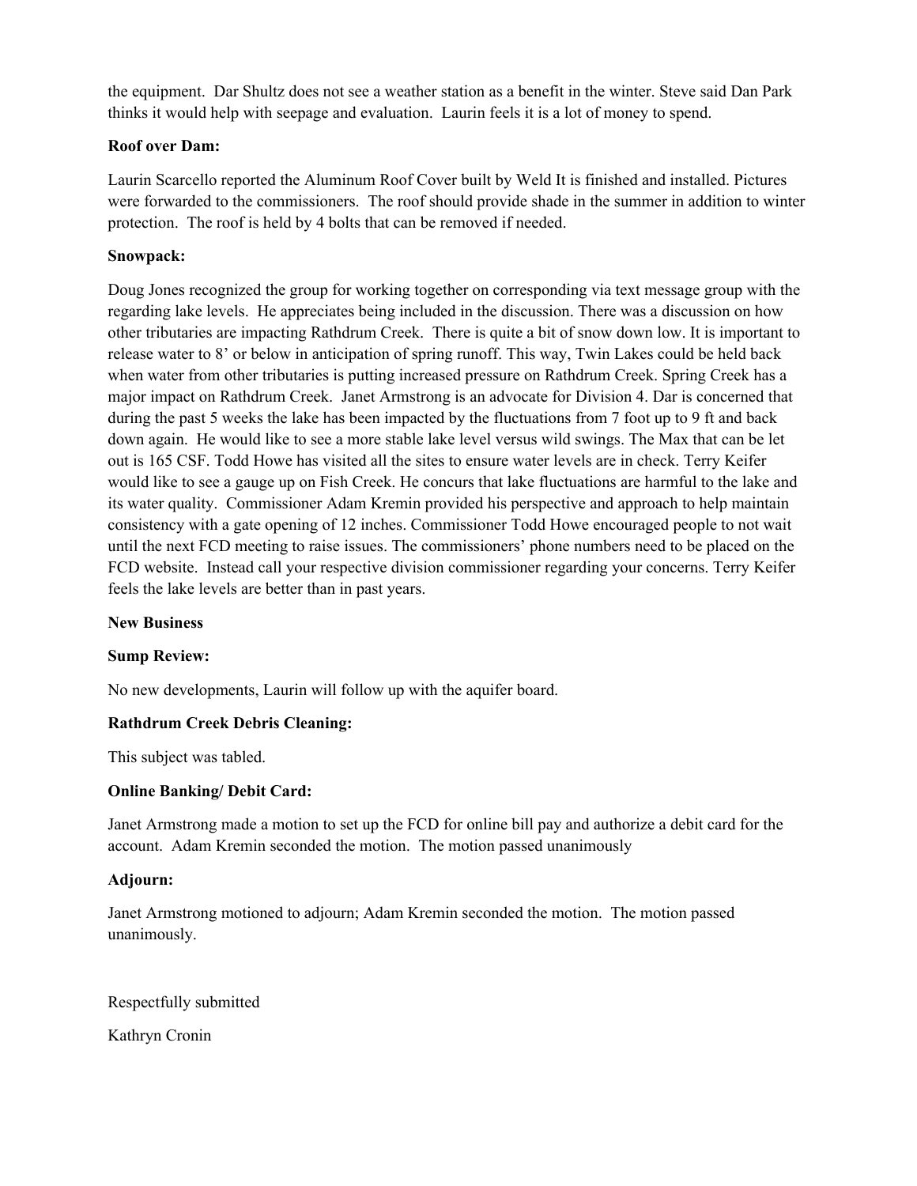the equipment. Dar Shultz does not see a weather station as a benefit in the winter. Steve said Dan Park thinks it would help with seepage and evaluation. Laurin feels it is a lot of money to spend.

**Roof over Dam:**

Laurin Scarcello reported the Aluminum Roof Cover built by Weld It is finished and installed. Pictures were forwarded to the commissioners. The roof should provide shade in the summer in addition to winter protection. The roof is held by 4 bolts that can be removed if needed.

**Snowpack:**

Doug Jones recognized the group for working together on corresponding via text message group with the regarding lake levels. He appreciates being included in the discussion. There was a discussion on how other tributaries are impacting Rathdrum Creek. There is quite a bit of snow down low. It is important to release water to 8' or below in anticipation of spring runoff. This way, Twin Lakes could be held back when water from other tributaries is putting increased pressure on Rathdrum Creek. Spring Creek has a major impact on Rathdrum Creek. Janet Armstrong is an advocate for Division 4. Dar is concerned that during the past 5 weeks the lake has been impacted by the fluctuations from 7 foot up to 9 ft and back down again. He would like to see a more stable lake level versus wild swings. The Max that can be let out is 165 CSF. Todd Howe has visited all the sites to ensure water levels are in check. Terry Keifer would like to see a gauge up on Fish Creek. He concurs that lake fluctuations are harmful to the lake and its water quality. Commissioner Adam Kremin provided his perspective and approach to help maintain consistency with a gate opening of 12 inches. Commissioner Todd Howe encouraged people to not wait until the next FCD meeting to raise issues. The commissioners' phone numbers need to be placed on the FCD website. Instead call your respective division commissioner regarding your concerns. Terry Keifer feels the lake levels are better than in past years.

**New Business**

**Sump Review:**

No new developments, Laurin will follow up with the aquifer board.

**Rathdrum Creek Debris Cleaning:**

This subject was tabled.

**Online Banking/ Debit Card:**

Janet Armstrong made a motion to set up the FCD for online bill pay and authorize a debit card for the account. Adam Kremin seconded the motion. The motion passed unanimously

**Adjourn:**

Janet Armstrong motioned to adjourn; Adam Kremin seconded the motion. The motion passed unanimously.

Respectfully submitted

Kathryn Cronin